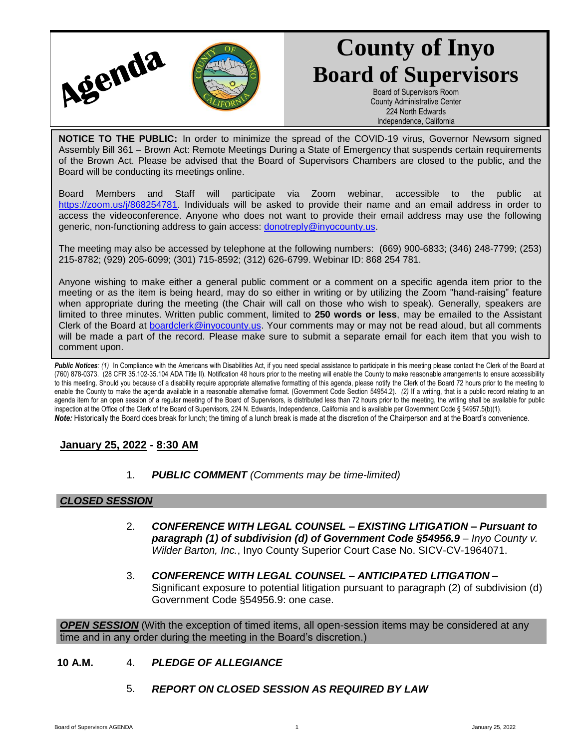# Agenda

# County of Inyo Board of Supervisors

Board of Supervisors Room
County Administrative Center
224 North Edwards
Independence, California

**NOTICE TO THE PUBLIC:** In order to minimize the spread of the COVID-19 virus, Governor Newsom signed Assembly Bill 361 – Brown Act: Remote Meetings During a State of Emergency that suspends certain requirements of the Brown Act. Please be advised that the Board of Supervisors Chambers are closed to the public, and the Board will be conducting its meetings online.

Board Members and Staff will participate via Zoom webinar, accessible to the public at https://zoom.us/j/868254781. Individuals will be asked to provide their name and an email address in order to access the videoconference. Anyone who does not want to provide their email address may use the following generic, non-functioning address to gain access: donotreply@inyocounty.us.

The meeting may also be accessed by telephone at the following numbers: (669) 900-6833; (346) 248-7799; (253) 215-8782; (929) 205-6099; (301) 715-8592; (312) 626-6799. Webinar ID: 868 254 781.

Anyone wishing to make either a general public comment or a comment on a specific agenda item prior to the meeting or as the item is being heard, may do so either in writing or by utilizing the Zoom "hand-raising" feature when appropriate during the meeting (the Chair will call on those who wish to speak). Generally, speakers are limited to three minutes. Written public comment, limited to **250 words or less**, may be emailed to the Assistant Clerk of the Board at boardclerk@inyocounty.us. Your comments may or may not be read aloud, but all comments will be made a part of the record. Please make sure to submit a separate email for each item that you wish to comment upon.

***Public Notices**: (1)* In Compliance with the Americans with Disabilities Act, if you need special assistance to participate in this meeting please contact the Clerk of the Board at (760) 878-0373. (28 CFR 35.102-35.104 ADA Title II). Notification 48 hours prior to the meeting will enable the County to make reasonable arrangements to ensure accessibility to this meeting. Should you because of a disability require appropriate alternative formatting of this agenda, please notify the Clerk of the Board 72 hours prior to the meeting to enable the County to make the agenda available in a reasonable alternative format. (Government Code Section 54954.2). *(2)* If a writing, that is a public record relating to an agenda item for an open session of a regular meeting of the Board of Supervisors, is distributed less than 72 hours prior to the meeting, the writing shall be available for public inspection at the Office of the Clerk of the Board of Supervisors, 224 N. Edwards, Independence, California and is available per Government Code § 54957.5(b)(1).
***Note:*** Historically the Board does break for lunch; the timing of a lunch break is made at the discretion of the Chairperson and at the Board's convenience.

## January 25, 2022 - 8:30 AM

1. ***PUBLIC COMMENT*** *(Comments may be time-limited)*

## *CLOSED SESSION*

2. ***CONFERENCE WITH LEGAL COUNSEL – EXISTING LITIGATION – Pursuant to paragraph (1) of subdivision (d) of Government Code §54956.9*** *– Inyo County v. Wilder Barton, Inc.*, Inyo County Superior Court Case No. SICV-CV-1964071.

3. ***CONFERENCE WITH LEGAL COUNSEL – ANTICIPATED LITIGATION –*** Significant exposure to potential litigation pursuant to paragraph (2) of subdivision (d) Government Code §54956.9: one case.

## *OPEN SESSION* (With the exception of timed items, all open-session items may be considered at any time and in any order during the meeting in the Board's discretion.)

**10 A.M.** 4. ***PLEDGE OF ALLEGIANCE***

5. ***REPORT ON CLOSED SESSION AS REQUIRED BY LAW***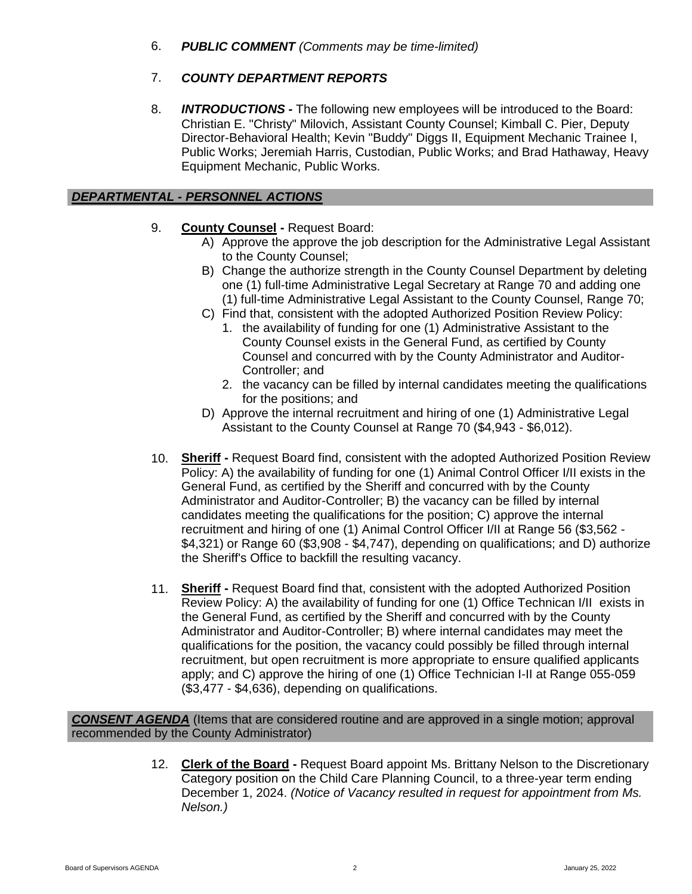6. ***PUBLIC COMMENT*** *(Comments may be time-limited)*

7. ***COUNTY DEPARTMENT REPORTS***

8. ***INTRODUCTIONS -*** The following new employees will be introduced to the Board: Christian E. "Christy" Milovich, Assistant County Counsel; Kimball C. Pier, Deputy Director-Behavioral Health; Kevin "Buddy" Diggs II, Equipment Mechanic Trainee I, Public Works; Jeremiah Harris, Custodian, Public Works; and Brad Hathaway, Heavy Equipment Mechanic, Public Works.

## ***DEPARTMENTAL - PERSONNEL ACTIONS***

9. **County Counsel -** Request Board:
   A) Approve the approve the job description for the Administrative Legal Assistant to the County Counsel;
   B) Change the authorize strength in the County Counsel Department by deleting one (1) full-time Administrative Legal Secretary at Range 70 and adding one (1) full-time Administrative Legal Assistant to the County Counsel, Range 70;
   C) Find that, consistent with the adopted Authorized Position Review Policy:
      1. the availability of funding for one (1) Administrative Assistant to the County Counsel exists in the General Fund, as certified by County Counsel and concurred with by the County Administrator and Auditor-Controller; and
      2. the vacancy can be filled by internal candidates meeting the qualifications for the positions; and
   D) Approve the internal recruitment and hiring of one (1) Administrative Legal Assistant to the County Counsel at Range 70 ($4,943 - $6,012).

10. **Sheriff -** Request Board find, consistent with the adopted Authorized Position Review Policy: A) the availability of funding for one (1) Animal Control Officer I/II exists in the General Fund, as certified by the Sheriff and concurred with by the County Administrator and Auditor-Controller; B) the vacancy can be filled by internal candidates meeting the qualifications for the position; C) approve the internal recruitment and hiring of one (1) Animal Control Officer I/II at Range 56 ($3,562 - $4,321) or Range 60 ($3,908 - $4,747), depending on qualifications; and D) authorize the Sheriff's Office to backfill the resulting vacancy.

11. **Sheriff -** Request Board find that, consistent with the adopted Authorized Position Review Policy: A) the availability of funding for one (1) Office Technican I/II exists in the General Fund, as certified by the Sheriff and concurred with by the County Administrator and Auditor-Controller; B) where internal candidates may meet the qualifications for the position, the vacancy could possibly be filled through internal recruitment, but open recruitment is more appropriate to ensure qualified applicants apply; and C) approve the hiring of one (1) Office Technician I-II at Range 055-059 ($3,477 - $4,636), depending on qualifications.

## ***CONSENT AGENDA*** (Items that are considered routine and are approved in a single motion; approval recommended by the County Administrator)

12. **Clerk of the Board -** Request Board appoint Ms. Brittany Nelson to the Discretionary Category position on the Child Care Planning Council, to a three-year term ending December 1, 2024. *(Notice of Vacancy resulted in request for appointment from Ms. Nelson.)*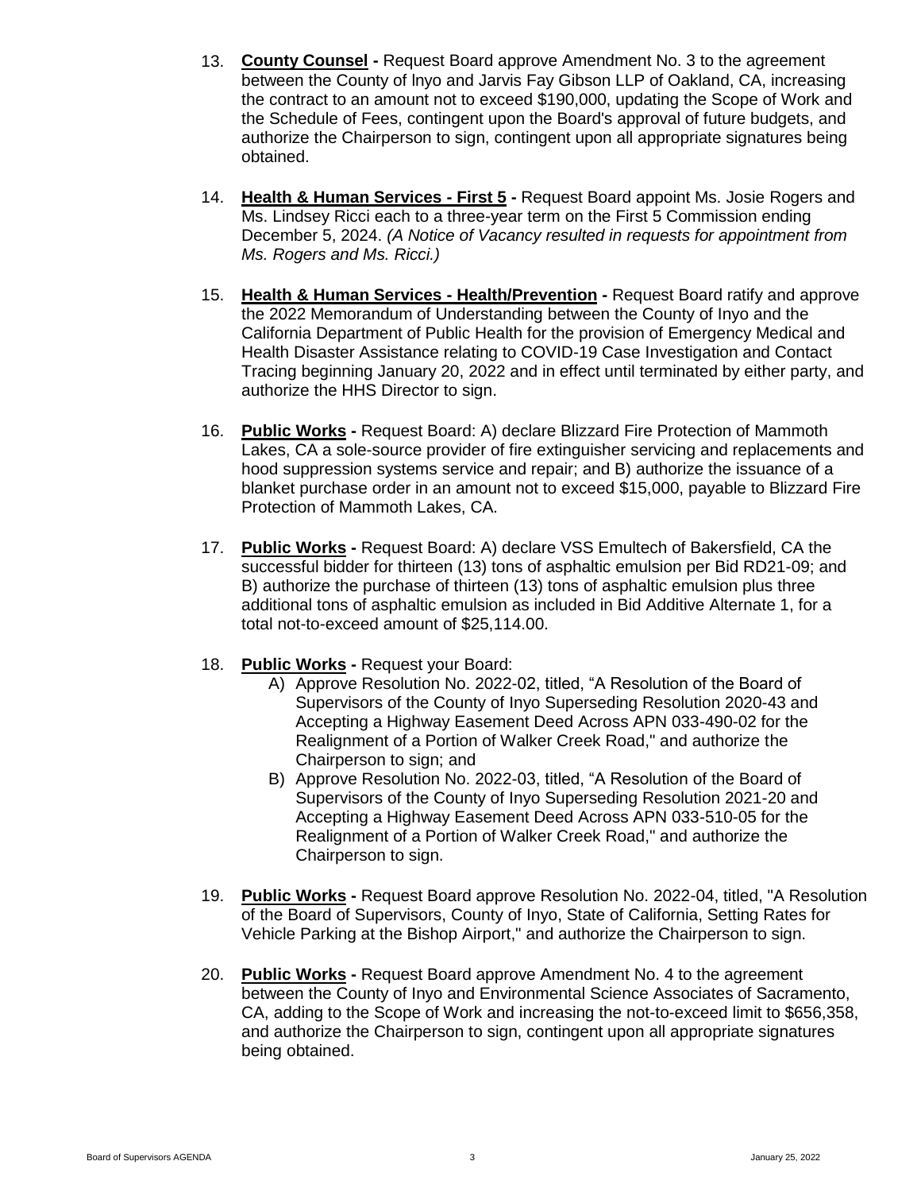13. **County Counsel -** Request Board approve Amendment No. 3 to the agreement between the County of lnyo and Jarvis Fay Gibson LLP of Oakland, CA, increasing the contract to an amount not to exceed $190,000, updating the Scope of Work and the Schedule of Fees, contingent upon the Board's approval of future budgets, and authorize the Chairperson to sign, contingent upon all appropriate signatures being obtained.

14. **Health & Human Services - First 5 -** Request Board appoint Ms. Josie Rogers and Ms. Lindsey Ricci each to a three-year term on the First 5 Commission ending December 5, 2024. *(A Notice of Vacancy resulted in requests for appointment from Ms. Rogers and Ms. Ricci.)*

15. **Health & Human Services - Health/Prevention -** Request Board ratify and approve the 2022 Memorandum of Understanding between the County of Inyo and the California Department of Public Health for the provision of Emergency Medical and Health Disaster Assistance relating to COVID-19 Case Investigation and Contact Tracing beginning January 20, 2022 and in effect until terminated by either party, and authorize the HHS Director to sign.

16. **Public Works -** Request Board: A) declare Blizzard Fire Protection of Mammoth Lakes, CA a sole-source provider of fire extinguisher servicing and replacements and hood suppression systems service and repair; and B) authorize the issuance of a blanket purchase order in an amount not to exceed $15,000, payable to Blizzard Fire Protection of Mammoth Lakes, CA.

17. **Public Works -** Request Board: A) declare VSS Emultech of Bakersfield, CA the successful bidder for thirteen (13) tons of asphaltic emulsion per Bid RD21-09; and B) authorize the purchase of thirteen (13) tons of asphaltic emulsion plus three additional tons of asphaltic emulsion as included in Bid Additive Alternate 1, for a total not-to-exceed amount of $25,114.00.

18. **Public Works -** Request your Board:
    A) Approve Resolution No. 2022-02, titled, "A Resolution of the Board of Supervisors of the County of Inyo Superseding Resolution 2020-43 and Accepting a Highway Easement Deed Across APN 033-490-02 for the Realignment of a Portion of Walker Creek Road," and authorize the Chairperson to sign; and
    B) Approve Resolution No. 2022-03, titled, "A Resolution of the Board of Supervisors of the County of Inyo Superseding Resolution 2021-20 and Accepting a Highway Easement Deed Across APN 033-510-05 for the Realignment of a Portion of Walker Creek Road," and authorize the Chairperson to sign.

19. **Public Works -** Request Board approve Resolution No. 2022-04, titled, "A Resolution of the Board of Supervisors, County of Inyo, State of California, Setting Rates for Vehicle Parking at the Bishop Airport," and authorize the Chairperson to sign.

20. **Public Works -** Request Board approve Amendment No. 4 to the agreement between the County of Inyo and Environmental Science Associates of Sacramento, CA, adding to the Scope of Work and increasing the not-to-exceed limit to $656,358, and authorize the Chairperson to sign, contingent upon all appropriate signatures being obtained.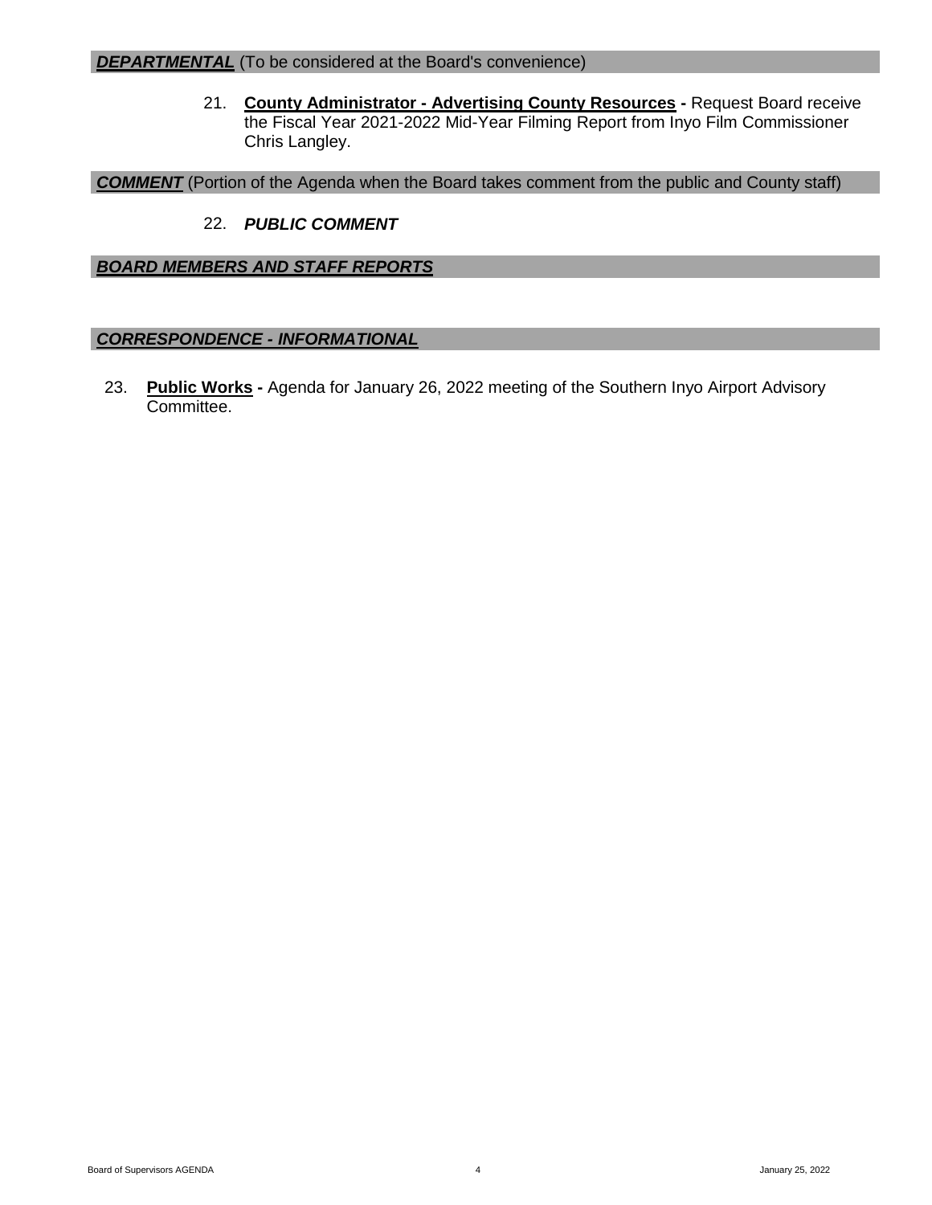***DEPARTMENTAL*** (To be considered at the Board's convenience)

21. **County Administrator - Advertising County Resources -** Request Board receive the Fiscal Year 2021-2022 Mid-Year Filming Report from Inyo Film Commissioner Chris Langley.

***COMMENT*** (Portion of the Agenda when the Board takes comment from the public and County staff)

22. ***PUBLIC COMMENT***

***BOARD MEMBERS AND STAFF REPORTS***

***CORRESPONDENCE - INFORMATIONAL***

23. **Public Works -** Agenda for January 26, 2022 meeting of the Southern Inyo Airport Advisory Committee.